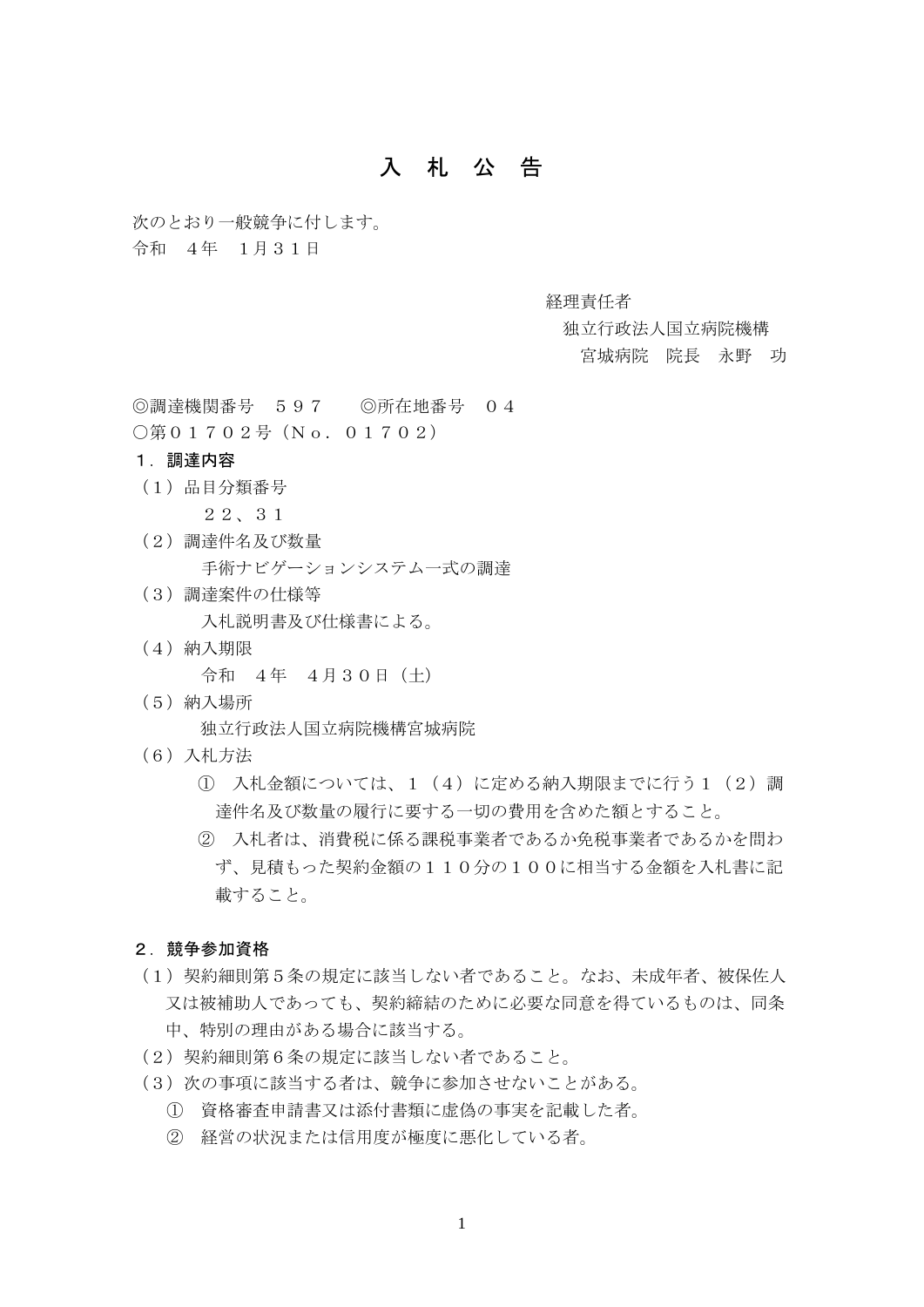# 入　札　公　告

次のとおり一般競争に付します。
令和　４年　１月３１日

経理責任者
独立行政法人国立病院機構
宮城病院　院長　永野　功

◎調達機関番号　５９７　　◎所在地番号　０４
○第０１７０２号（Ｎｏ．０１７０２）

**１．調達内容**

（１）品目分類番号
　　２２、３１

（２）調達件名及び数量
　　手術ナビゲーションシステム一式の調達

（３）調達案件の仕様等
　　入札説明書及び仕様書による。

（４）納入期限
　　令和　４年　４月３０日（土）

（５）納入場所
　　独立行政法人国立病院機構宮城病院

（６）入札方法
　①　入札金額については、１（４）に定める納入期限までに行う１（２）調達件名及び数量の履行に要する一切の費用を含めた額とすること。
　②　入札者は、消費税に係る課税事業者であるか免税事業者であるかを問わず、見積もった契約金額の１１０分の１００に相当する金額を入札書に記載すること。

**２．競争参加資格**

（１）契約細則第５条の規定に該当しない者であること。なお、未成年者、被保佐人又は被補助人であっても、契約締結のために必要な同意を得ているものは、同条中、特別の理由がある場合に該当する。

（２）契約細則第６条の規定に該当しない者であること。

（３）次の事項に該当する者は、競争に参加させないことがある。
　①　資格審査申請書又は添付書類に虚偽の事実を記載した者。
　②　経営の状況または信用度が極度に悪化している者。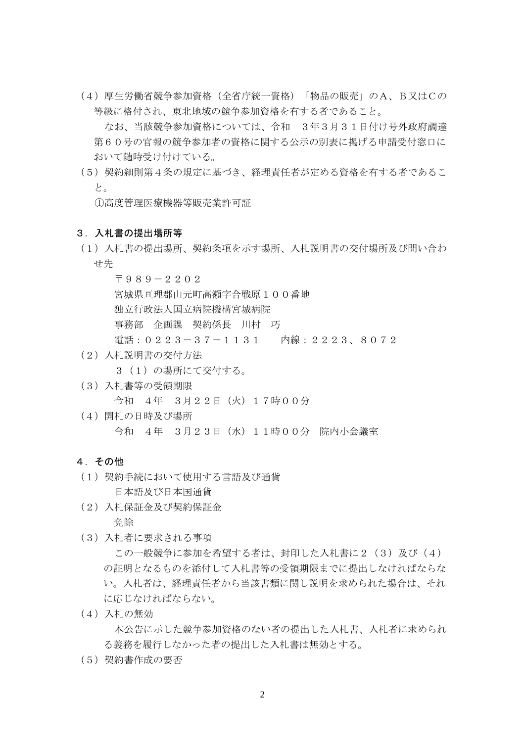（４）厚生労働省競争参加資格（全省庁統一資格）「物品の販売」のＡ、Ｂ又はＣの等級に格付され、東北地域の競争参加資格を有する者であること。

なお、当該競争参加資格については、令和　３年３月３１日付け号外政府調達第６０号の官報の競争参加者の資格に関する公示の別表に掲げる申請受付窓口において随時受け付けている。

（５）契約細則第４条の規定に基づき、経理責任者が定める資格を有する者であること。

①高度管理医療機器等販売業許可証

## ３．入札書の提出場所等

（１）入札書の提出場所、契約条項を示す場所、入札説明書の交付場所及び問い合わせ先

〒９８９－２２０２
宮城県亘理郡山元町高瀬字合戦原１００番地
独立行政法人国立病院機構宮城病院
事務部　企画課　契約係長　川村　巧
電話：０２２３－３７－１１３１　　内線：２２２３、８０７２

（２）入札説明書の交付方法

３（１）の場所にて交付する。

（３）入札書等の受領期限

令和　４年　３月２２日（火）１７時００分

（４）開札の日時及び場所

令和　４年　３月２３日（水）１１時００分　院内小会議室

## ４．その他

（１）契約手続において使用する言語及び通貨

日本語及び日本国通貨

（２）入札保証金及び契約保証金

免除

（３）入札者に要求される事項

この一般競争に参加を希望する者は、封印した入札書に２（３）及び（４）の証明となるものを添付して入札書等の受領期限までに提出しなければならない。入札者は、経理責任者から当該書類に関し説明を求められた場合は、それに応じなければならない。

（４）入札の無効

本公告に示した競争参加資格のない者の提出した入札書、入札者に求められる義務を履行しなかった者の提出した入札書は無効とする。

（５）契約書作成の要否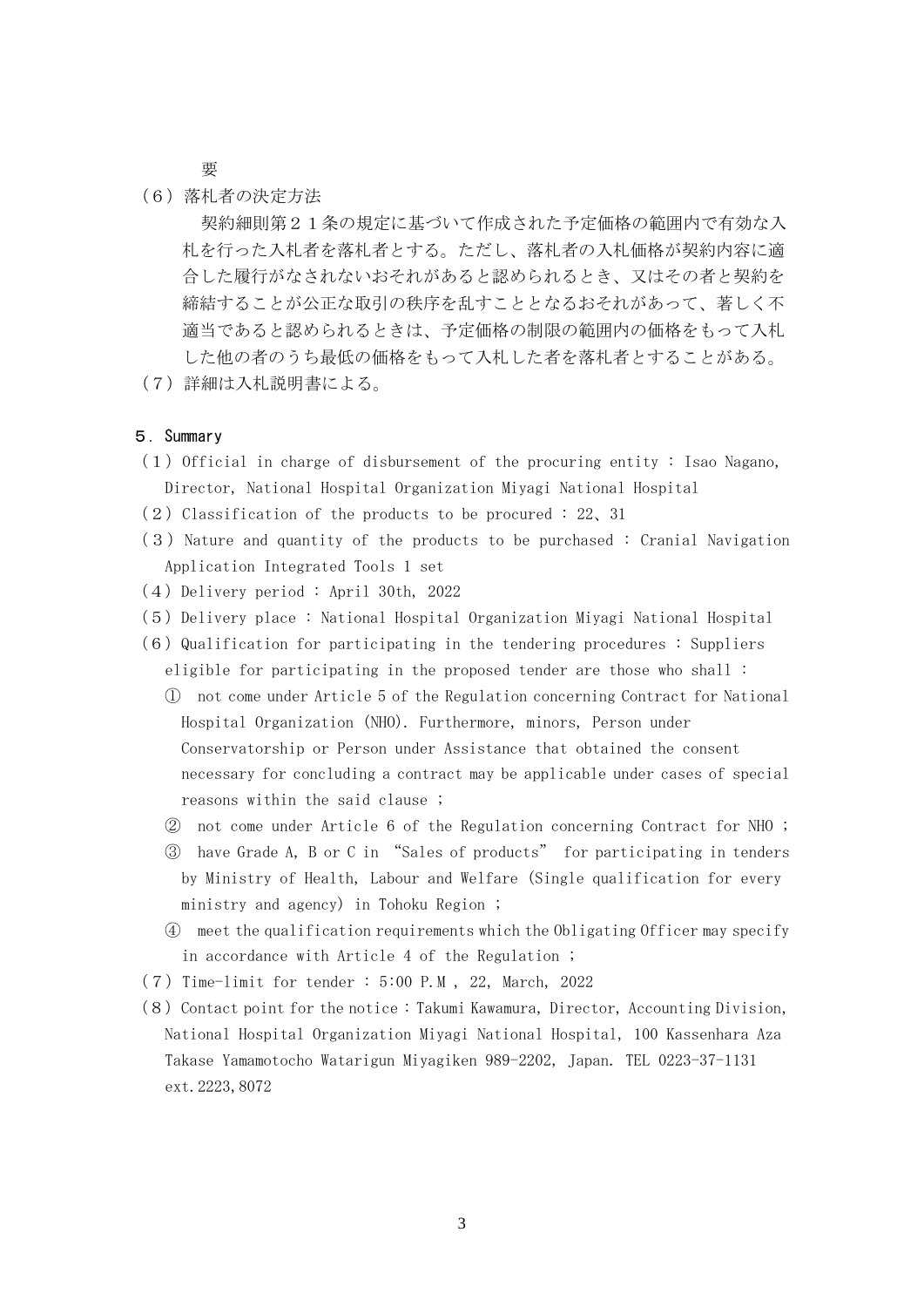要

（６）落札者の決定方法

契約細則第２１条の規定に基づいて作成された予定価格の範囲内で有効な入札を行った入札者を落札者とする。ただし、落札者の入札価格が契約内容に適合した履行がなされないおそれがあると認められるとき、又はその者と契約を締結することが公正な取引の秩序を乱すこととなるおそれがあって、著しく不適当であると認められるときは、予定価格の制限の範囲内の価格をもって入札した他の者のうち最低の価格をもって入札した者を落札者とすることがある。

（７）詳細は入札説明書による。

５．Summary

（１）Official in charge of disbursement of the procuring entity : Isao Nagano, Director, National Hospital Organization Miyagi National Hospital

（２）Classification of the products to be procured : 22、31

（３）Nature and quantity of the products to be purchased : Cranial Navigation Application Integrated Tools 1 set

（４）Delivery period : April 30th, 2022

（５）Delivery place : National Hospital Organization Miyagi National Hospital

（６）Qualification for participating in the tendering procedures : Suppliers eligible for participating in the proposed tender are those who shall :

① not come under Article 5 of the Regulation concerning Contract for National Hospital Organization (NHO). Furthermore, minors, Person under Conservatorship or Person under Assistance that obtained the consent necessary for concluding a contract may be applicable under cases of special reasons within the said clause ;

② not come under Article 6 of the Regulation concerning Contract for NHO ;

③ have Grade A, B or C in "Sales of products" for participating in tenders by Ministry of Health, Labour and Welfare (Single qualification for every ministry and agency) in Tohoku Region ;

④ meet the qualification requirements which the Obligating Officer may specify in accordance with Article 4 of the Regulation ;

（７）Time-limit for tender : 5:00 P.M , 22, March, 2022

（８）Contact point for the notice : Takumi Kawamura, Director, Accounting Division, National Hospital Organization Miyagi National Hospital, 100 Kassenhara Aza Takase Yamamotocho Watarigun Miyagiken 989-2202, Japan. TEL 0223-37-1131 ext.2223,8072